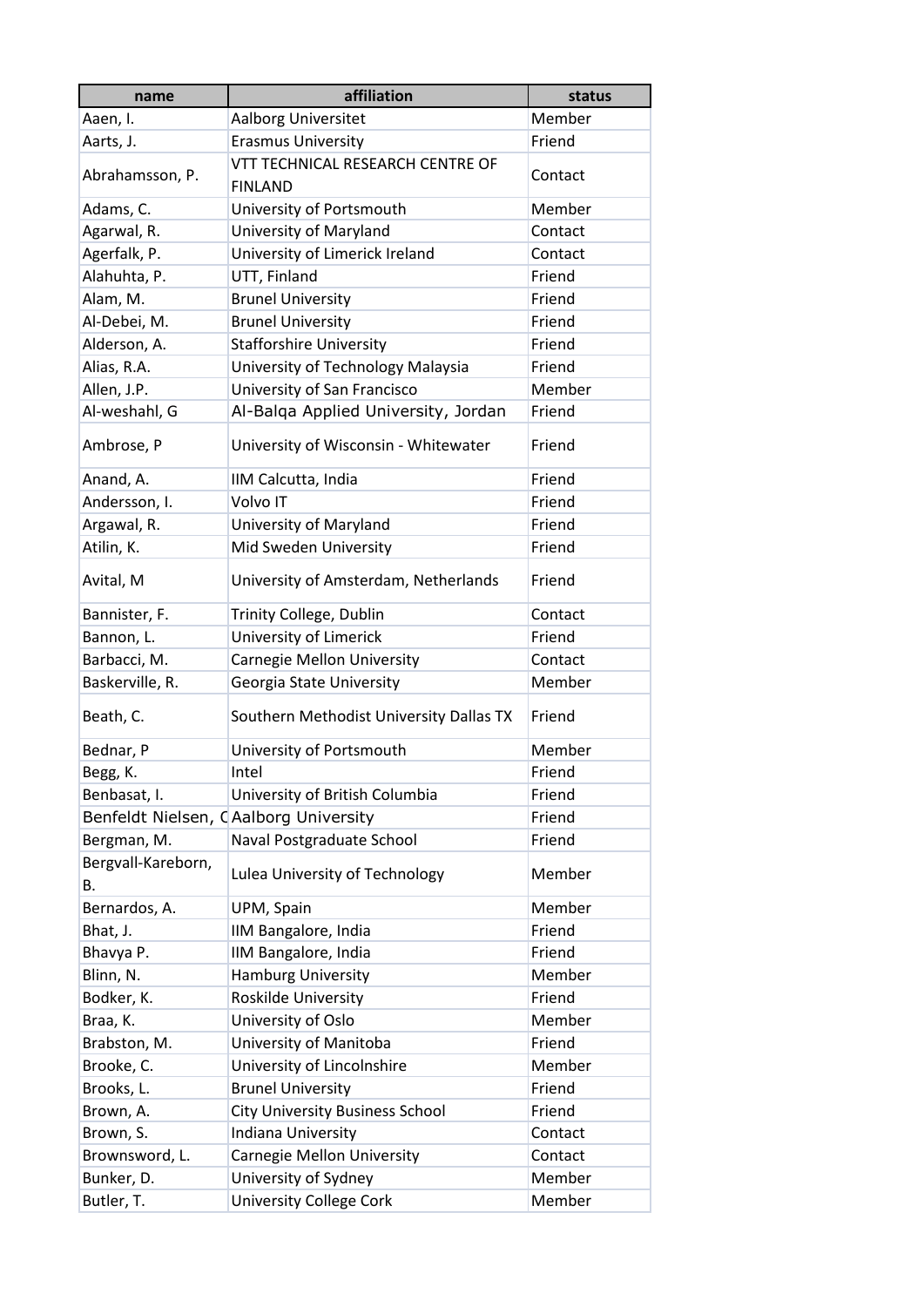| name | affiliation | status |
|---|---|---|
| Aaen, I. | Aalborg Universitet | Member |
| Aarts, J. | Erasmus University | Friend |
| Abrahamsson, P. | VTT TECHNICAL RESEARCH CENTRE OF FINLAND | Contact |
| Adams, C. | University of Portsmouth | Member |
| Agarwal, R. | University of Maryland | Contact |
| Agerfalk, P. | University of Limerick Ireland | Contact |
| Alahuhta, P. | UTT, Finland | Friend |
| Alam, M. | Brunel University | Friend |
| Al-Debei, M. | Brunel University | Friend |
| Alderson, A. | Stafforshire University | Friend |
| Alias, R.A. | University of Technology Malaysia | Friend |
| Allen, J.P. | University of San Francisco | Member |
| Al-weshahl, G | Al-Balqa Applied University, Jordan | Friend |
| Ambrose, P | University of Wisconsin - Whitewater | Friend |
| Anand, A. | IIM Calcutta, India | Friend |
| Andersson, I. | Volvo IT | Friend |
| Argawal, R. | University of Maryland | Friend |
| Atilin, K. | Mid Sweden University | Friend |
| Avital, M | University of Amsterdam, Netherlands | Friend |
| Bannister, F. | Trinity College, Dublin | Contact |
| Bannon, L. | University of Limerick | Friend |
| Barbacci, M. | Carnegie Mellon University | Contact |
| Baskerville, R. | Georgia State University | Member |
| Beath, C. | Southern Methodist University Dallas TX | Friend |
| Bednar, P | University of Portsmouth | Member |
| Begg, K. | Intel | Friend |
| Benbasat, I. | University of British Columbia | Friend |
| Benfeldt Nielsen, C | Aalborg University | Friend |
| Bergman, M. | Naval Postgraduate School | Friend |
| Bergvall-Kareborn, B. | Lulea University of Technology | Member |
| Bernardos, A. | UPM, Spain | Member |
| Bhat, J. | IIM Bangalore, India | Friend |
| Bhavya P. | IIM Bangalore, India | Friend |
| Blinn, N. | Hamburg University | Member |
| Bodker, K. | Roskilde University | Friend |
| Braa, K. | University of Oslo | Member |
| Brabston, M. | University of Manitoba | Friend |
| Brooke, C. | University of Lincolnshire | Member |
| Brooks, L. | Brunel University | Friend |
| Brown, A. | City University Business School | Friend |
| Brown, S. | Indiana University | Contact |
| Brownsword, L. | Carnegie Mellon University | Contact |
| Bunker, D. | University of Sydney | Member |
| Butler, T. | University College Cork | Member |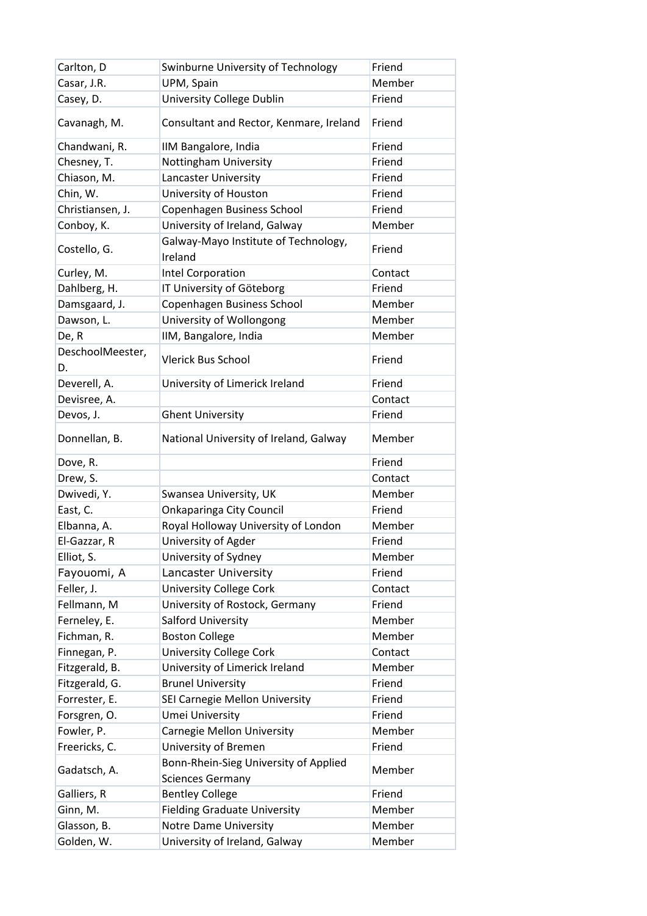| Carlton, D | Swinburne University of Technology | Friend |
|---|---|---|
| Casar, J.R. | UPM, Spain | Member |
| Casey, D. | University College Dublin | Friend |
| Cavanagh, M. | Consultant and Rector, Kenmare, Ireland | Friend |
| Chandwani, R. | IIM Bangalore, India | Friend |
| Chesney, T. | Nottingham University | Friend |
| Chiason, M. | Lancaster University | Friend |
| Chin, W. | University of Houston | Friend |
| Christiansen, J. | Copenhagen Business School | Friend |
| Conboy, K. | University of Ireland, Galway | Member |
| Costello, G. | Galway-Mayo Institute of Technology, Ireland | Friend |
| Curley, M. | Intel Corporation | Contact |
| Dahlberg, H. | IT University of Göteborg | Friend |
| Damsgaard, J. | Copenhagen Business School | Member |
| Dawson, L. | University of Wollongong | Member |
| De, R | IIM, Bangalore, India | Member |
| DeschoolMeester, D. | Vlerick Bus School | Friend |
| Deverell, A. | University of Limerick Ireland | Friend |
| Devisree, A. | | Contact |
| Devos, J. | Ghent University | Friend |
| Donnellan, B. | National University of Ireland, Galway | Member |
| Dove, R. | | Friend |
| Drew, S. | | Contact |
| Dwivedi, Y. | Swansea University, UK | Member |
| East, C. | Onkaparinga City Council | Friend |
| Elbanna, A. | Royal Holloway University of London | Member |
| El-Gazzar, R | University of Agder | Friend |
| Elliot, S. | University of Sydney | Member |
| Fayouomi, A | Lancaster University | Friend |
| Feller, J. | University College Cork | Contact |
| Fellmann, M | University of Rostock, Germany | Friend |
| Ferneley, E. | Salford University | Member |
| Fichman, R. | Boston College | Member |
| Finnegan, P. | University College Cork | Contact |
| Fitzgerald, B. | University of Limerick Ireland | Member |
| Fitzgerald, G. | Brunel University | Friend |
| Forrester, E. | SEI Carnegie Mellon University | Friend |
| Forsgren, O. | Umei University | Friend |
| Fowler, P. | Carnegie Mellon University | Member |
| Freericks, C. | University of Bremen | Friend |
| Gadatsch, A. | Bonn-Rhein-Sieg University of Applied Sciences Germany | Member |
| Galliers, R | Bentley College | Friend |
| Ginn, M. | Fielding Graduate University | Member |
| Glasson, B. | Notre Dame University | Member |
| Golden, W. | University of Ireland, Galway | Member |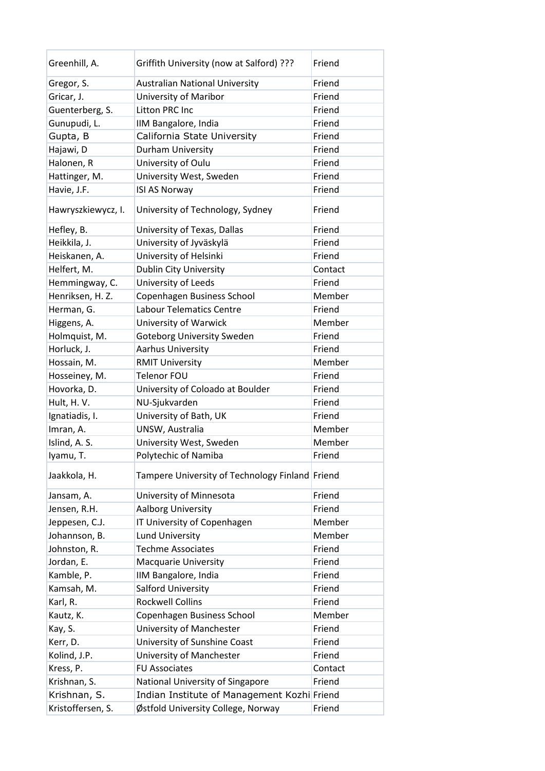| Greenhill, A. | Griffith University (now at Salford) ??? | Friend |
|---|---|---|
| Gregor, S. | Australian National University | Friend |
| Gricar, J. | University of Maribor | Friend |
| Guenterberg, S. | Litton PRC Inc | Friend |
| Gunupudi, L. | IIM Bangalore, India | Friend |
| Gupta, B | California State University | Friend |
| Hajawi, D | Durham University | Friend |
| Halonen, R | University of Oulu | Friend |
| Hattinger, M. | University West, Sweden | Friend |
| Havie, J.F. | ISI AS Norway | Friend |
| Hawryszkiewycz, I. | University of Technology, Sydney | Friend |
| Hefley, B. | University of Texas, Dallas | Friend |
| Heikkila, J. | University of Jyväskylä | Friend |
| Heiskanen, A. | University of Helsinki | Friend |
| Helfert, M. | Dublin City University | Contact |
| Hemmingway, C. | University of Leeds | Friend |
| Henriksen, H. Z. | Copenhagen Business School | Member |
| Herman, G. | Labour Telematics Centre | Friend |
| Higgens, A. | University of Warwick | Member |
| Holmquist, M. | Goteborg University Sweden | Friend |
| Horluck, J. | Aarhus University | Friend |
| Hossain, M. | RMIT University | Member |
| Hosseiney, M. | Telenor FOU | Friend |
| Hovorka, D. | University of Coloado at Boulder | Friend |
| Hult, H. V. | NU-Sjukvarden | Friend |
| Ignatiadis, I. | University of Bath, UK | Friend |
| Imran, A. | UNSW, Australia | Member |
| Islind, A. S. | University West, Sweden | Member |
| Iyamu, T. | Polytechic of Namiba | Friend |
| Jaakkola, H. | Tampere University of Technology Finland | Friend |
| Jansam, A. | University of Minnesota | Friend |
| Jensen, R.H. | Aalborg University | Friend |
| Jeppesen, C.J. | IT University of Copenhagen | Member |
| Johannson, B. | Lund University | Member |
| Johnston, R. | Techme Associates | Friend |
| Jordan, E. | Macquarie University | Friend |
| Kamble, P. | IIM Bangalore, India | Friend |
| Kamsah, M. | Salford University | Friend |
| Karl, R. | Rockwell Collins | Friend |
| Kautz, K. | Copenhagen Business School | Member |
| Kay, S. | University of Manchester | Friend |
| Kerr, D. | University of Sunshine Coast | Friend |
| Kolind, J.P. | University of Manchester | Friend |
| Kress, P. | FU Associates | Contact |
| Krishnan, S. | National University of Singapore | Friend |
| Krishnan, S. | Indian Institute of Management Kozhi | Friend |
| Kristoffersen, S. | Østfold University College, Norway | Friend |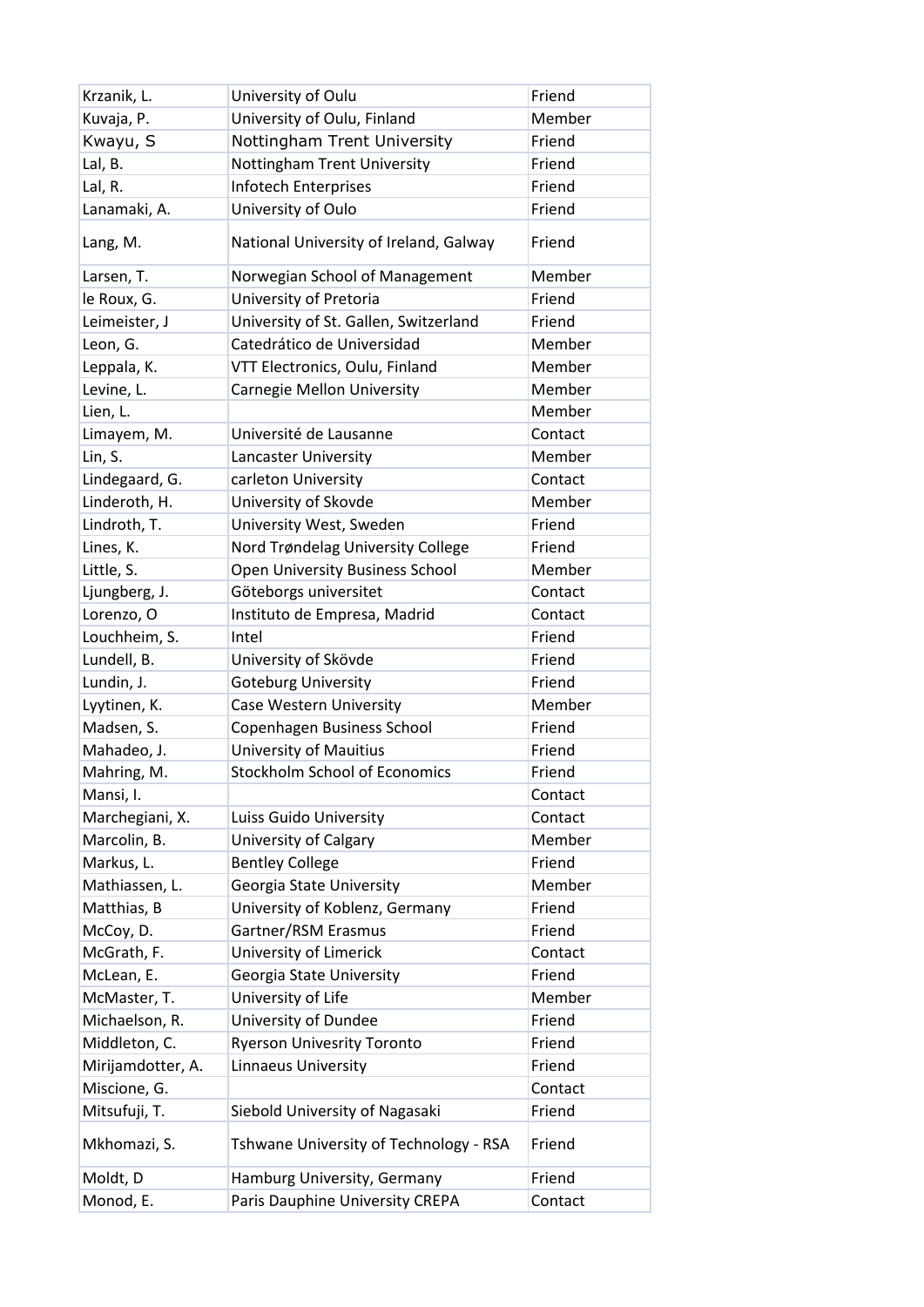| Krzanik, L. | University of Oulu | Friend |
|---|---|---|
| Kuvaja, P. | University of Oulu, Finland | Member |
| Kwayu, S | Nottingham Trent University | Friend |
| Lal, B. | Nottingham Trent University | Friend |
| Lal, R. | Infotech Enterprises | Friend |
| Lanamaki, A. | University of Oulo | Friend |
| Lang, M. | National University of Ireland, Galway | Friend |
| Larsen, T. | Norwegian School of Management | Member |
| le Roux, G. | University of Pretoria | Friend |
| Leimeister, J | University of St. Gallen, Switzerland | Friend |
| Leon, G. | Catedrático de Universidad | Member |
| Leppala, K. | VTT Electronics, Oulu, Finland | Member |
| Levine, L. | Carnegie Mellon University | Member |
| Lien, L. | | Member |
| Limayem, M. | Université de Lausanne | Contact |
| Lin, S. | Lancaster University | Member |
| Lindegaard, G. | carleton University | Contact |
| Linderoth, H. | University of Skovde | Member |
| Lindroth, T. | University West, Sweden | Friend |
| Lines, K. | Nord Trøndelag University College | Friend |
| Little, S. | Open University Business School | Member |
| Ljungberg, J. | Göteborgs universitet | Contact |
| Lorenzo, O | Instituto de Empresa, Madrid | Contact |
| Louchheim, S. | Intel | Friend |
| Lundell, B. | University of Skövde | Friend |
| Lundin, J. | Goteburg University | Friend |
| Lyytinen, K. | Case Western University | Member |
| Madsen, S. | Copenhagen Business School | Friend |
| Mahadeo, J. | University of Mauitius | Friend |
| Mahring, M. | Stockholm School of Economics | Friend |
| Mansi, I. | | Contact |
| Marchegiani, X. | Luiss Guido University | Contact |
| Marcolin, B. | University of Calgary | Member |
| Markus, L. | Bentley College | Friend |
| Mathiassen, L. | Georgia State University | Member |
| Matthias, B | University of Koblenz, Germany | Friend |
| McCoy, D. | Gartner/RSM Erasmus | Friend |
| McGrath, F. | University of Limerick | Contact |
| McLean, E. | Georgia State University | Friend |
| McMaster, T. | University of Life | Member |
| Michaelson, R. | University of Dundee | Friend |
| Middleton, C. | Ryerson Univesrity Toronto | Friend |
| Mirijamdotter, A. | Linnaeus University | Friend |
| Miscione, G. | | Contact |
| Mitsufuji, T. | Siebold University of Nagasaki | Friend |
| Mkhomazi, S. | Tshwane University of Technology - RSA | Friend |
| Moldt, D | Hamburg University, Germany | Friend |
| Monod, E. | Paris Dauphine University CREPA | Contact |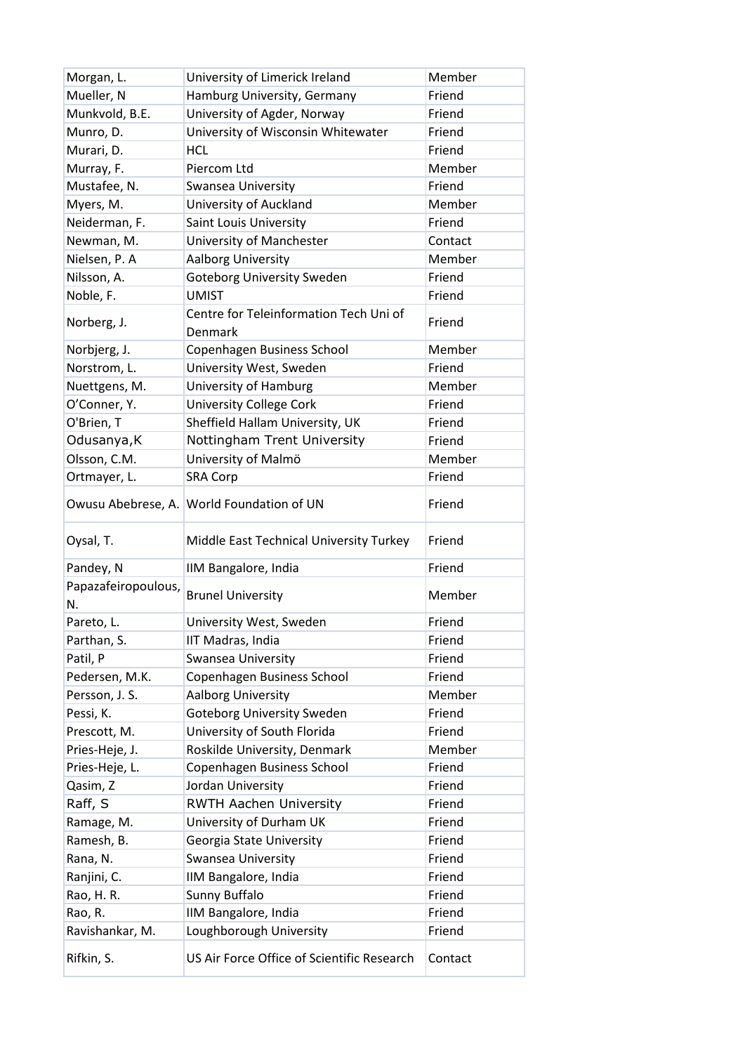| Morgan, L. | University of Limerick Ireland | Member |
|---|---|---|
| Mueller, N | Hamburg University, Germany | Friend |
| Munkvold, B.E. | University of Agder, Norway | Friend |
| Munro, D. | University of Wisconsin Whitewater | Friend |
| Murari, D. | HCL | Friend |
| Murray, F. | Piercom Ltd | Member |
| Mustafee, N. | Swansea University | Friend |
| Myers, M. | University of Auckland | Member |
| Neiderman, F. | Saint Louis University | Friend |
| Newman, M. | University of Manchester | Contact |
| Nielsen, P. A | Aalborg University | Member |
| Nilsson, A. | Goteborg University Sweden | Friend |
| Noble, F. | UMIST | Friend |
| Norberg, J. | Centre for Teleinformation Tech Uni of Denmark | Friend |
| Norbjerg, J. | Copenhagen Business School | Member |
| Norstrom, L. | University West, Sweden | Friend |
| Nuettgens, M. | University of Hamburg | Member |
| O'Conner, Y. | University College Cork | Friend |
| O'Brien, T | Sheffield Hallam University, UK | Friend |
| Odusanya,K | Nottingham Trent University | Friend |
| Olsson, C.M. | University of Malmö | Member |
| Ortmayer, L. | SRA Corp | Friend |
| Owusu Abebrese, A. | World Foundation of UN | Friend |
| Oysal, T. | Middle East Technical University Turkey | Friend |
| Pandey, N | IIM Bangalore, India | Friend |
| Papazafeiropoulous, N. | Brunel University | Member |
| Pareto, L. | University West, Sweden | Friend |
| Parthan, S. | IIT Madras, India | Friend |
| Patil, P | Swansea University | Friend |
| Pedersen, M.K. | Copenhagen Business School | Friend |
| Persson, J. S. | Aalborg University | Member |
| Pessi, K. | Goteborg University Sweden | Friend |
| Prescott, M. | University of South Florida | Friend |
| Pries-Heje, J. | Roskilde University, Denmark | Member |
| Pries-Heje, L. | Copenhagen Business School | Friend |
| Qasim, Z | Jordan University | Friend |
| Raff, S | RWTH Aachen University | Friend |
| Ramage, M. | University of Durham UK | Friend |
| Ramesh, B. | Georgia State University | Friend |
| Rana, N. | Swansea University | Friend |
| Ranjini, C. | IIM Bangalore, India | Friend |
| Rao, H. R. | Sunny Buffalo | Friend |
| Rao, R. | IIM Bangalore, India | Friend |
| Ravishankar, M. | Loughborough University | Friend |
| Rifkin, S. | US Air Force Office of Scientific Research | Contact |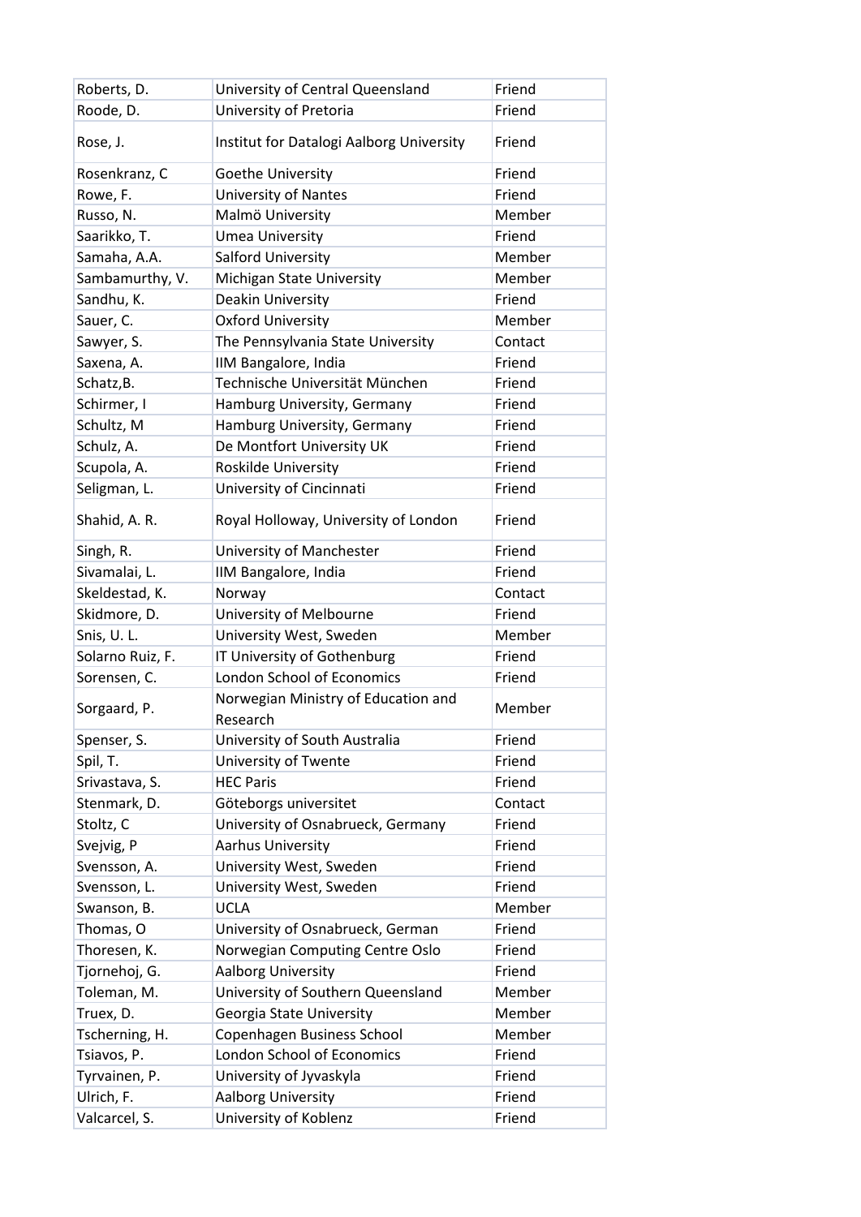| Roberts, D. | University of Central Queensland | Friend |
|---|---|---|
| Roode, D. | University of Pretoria | Friend |
| Rose, J. | Institut for Datalogi Aalborg University | Friend |
| Rosenkranz, C | Goethe University | Friend |
| Rowe, F. | University of Nantes | Friend |
| Russo, N. | Malmö University | Member |
| Saarikko, T. | Umea University | Friend |
| Samaha, A.A. | Salford University | Member |
| Sambamurthy, V. | Michigan State University | Member |
| Sandhu, K. | Deakin University | Friend |
| Sauer, C. | Oxford University | Member |
| Sawyer, S. | The Pennsylvania State University | Contact |
| Saxena, A. | IIM Bangalore, India | Friend |
| Schatz,B. | Technische Universität München | Friend |
| Schirmer, I | Hamburg University, Germany | Friend |
| Schultz, M | Hamburg University, Germany | Friend |
| Schulz, A. | De Montfort University UK | Friend |
| Scupola, A. | Roskilde University | Friend |
| Seligman, L. | University of Cincinnati | Friend |
| Shahid, A. R. | Royal Holloway, University of London | Friend |
| Singh, R. | University of Manchester | Friend |
| Sivamalai, L. | IIM Bangalore, India | Friend |
| Skeldestad, K. | Norway | Contact |
| Skidmore, D. | University of Melbourne | Friend |
| Snis, U. L. | University West, Sweden | Member |
| Solarno Ruiz, F. | IT University of Gothenburg | Friend |
| Sorensen, C. | London School of Economics | Friend |
| Sorgaard, P. | Norwegian Ministry of Education and Research | Member |
| Spenser, S. | University of South Australia | Friend |
| Spil, T. | University of Twente | Friend |
| Srivastava, S. | HEC Paris | Friend |
| Stenmark, D. | Göteborgs universitet | Contact |
| Stoltz, C | University of Osnabrueck, Germany | Friend |
| Svejvig, P | Aarhus University | Friend |
| Svensson, A. | University West, Sweden | Friend |
| Svensson, L. | University West, Sweden | Friend |
| Swanson, B. | UCLA | Member |
| Thomas, O | University of Osnabrueck, German | Friend |
| Thoresen, K. | Norwegian Computing Centre Oslo | Friend |
| Tjornehoj, G. | Aalborg University | Friend |
| Toleman, M. | University of Southern Queensland | Member |
| Truex, D. | Georgia State University | Member |
| Tscherning, H. | Copenhagen Business School | Member |
| Tsiavos, P. | London School of Economics | Friend |
| Tyrvainen, P. | University of Jyvaskyla | Friend |
| Ulrich, F. | Aalborg University | Friend |
| Valcarcel, S. | University of Koblenz | Friend |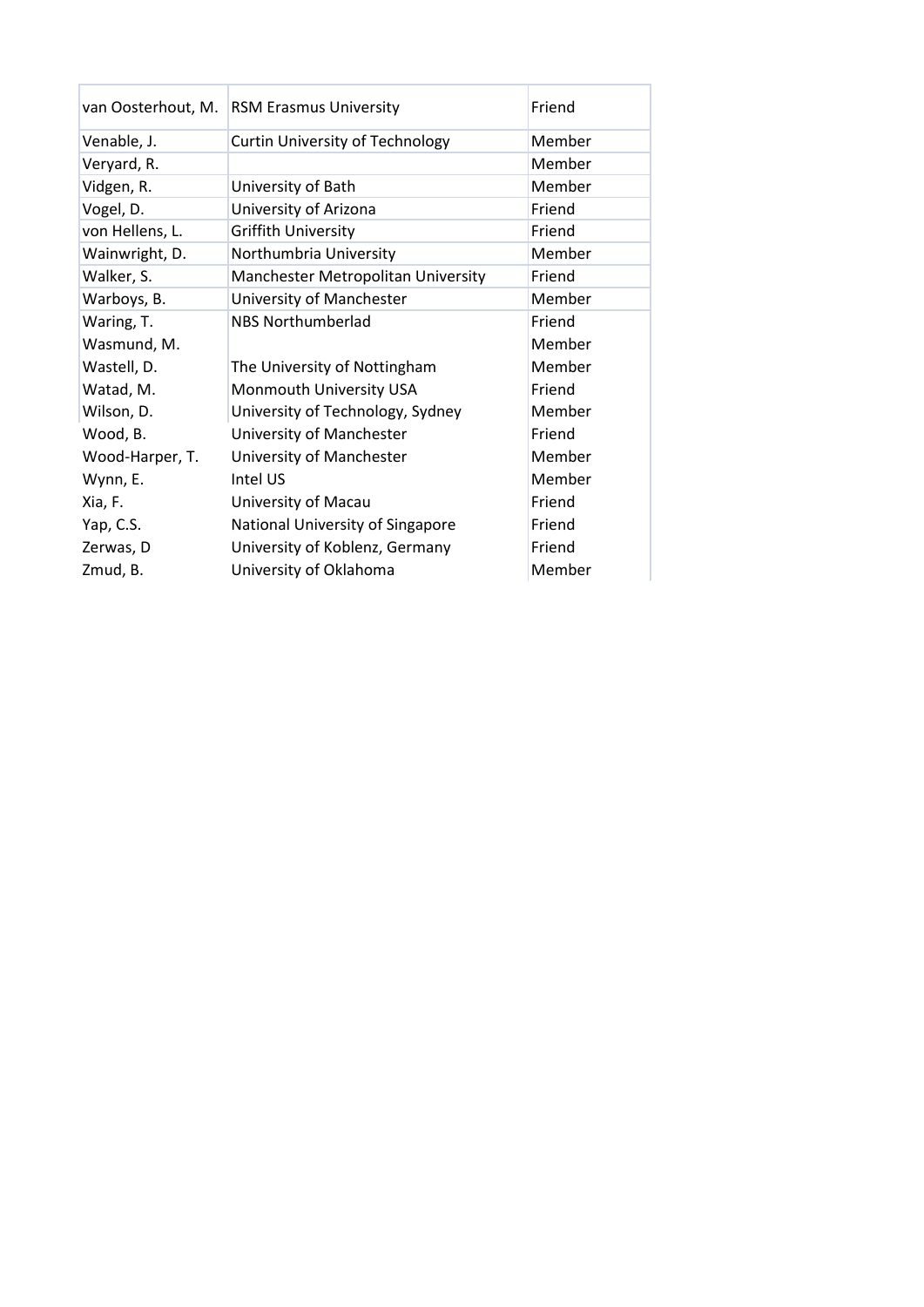| | | |
|---|---|---|
| van Oosterhout, M. | RSM Erasmus University | Friend |
| Venable, J. | Curtin University of Technology | Member |
| Veryard, R. | | Member |
| Vidgen, R. | University of Bath | Member |
| Vogel, D. | University of Arizona | Friend |
| von Hellens, L. | Griffith University | Friend |
| Wainwright, D. | Northumbria University | Member |
| Walker, S. | Manchester Metropolitan University | Friend |
| Warboys, B. | University of Manchester | Member |
| Waring, T. | NBS Northumberlad | Friend |
| Wasmund, M. | | Member |
| Wastell, D. | The University of Nottingham | Member |
| Watad, M. | Monmouth University USA | Friend |
| Wilson, D. | University of Technology, Sydney | Member |
| Wood, B. | University of Manchester | Friend |
| Wood-Harper, T. | University of Manchester | Member |
| Wynn, E. | Intel US | Member |
| Xia, F. | University of Macau | Friend |
| Yap, C.S. | National University of Singapore | Friend |
| Zerwas, D | University of Koblenz, Germany | Friend |
| Zmud, B. | University of Oklahoma | Member |